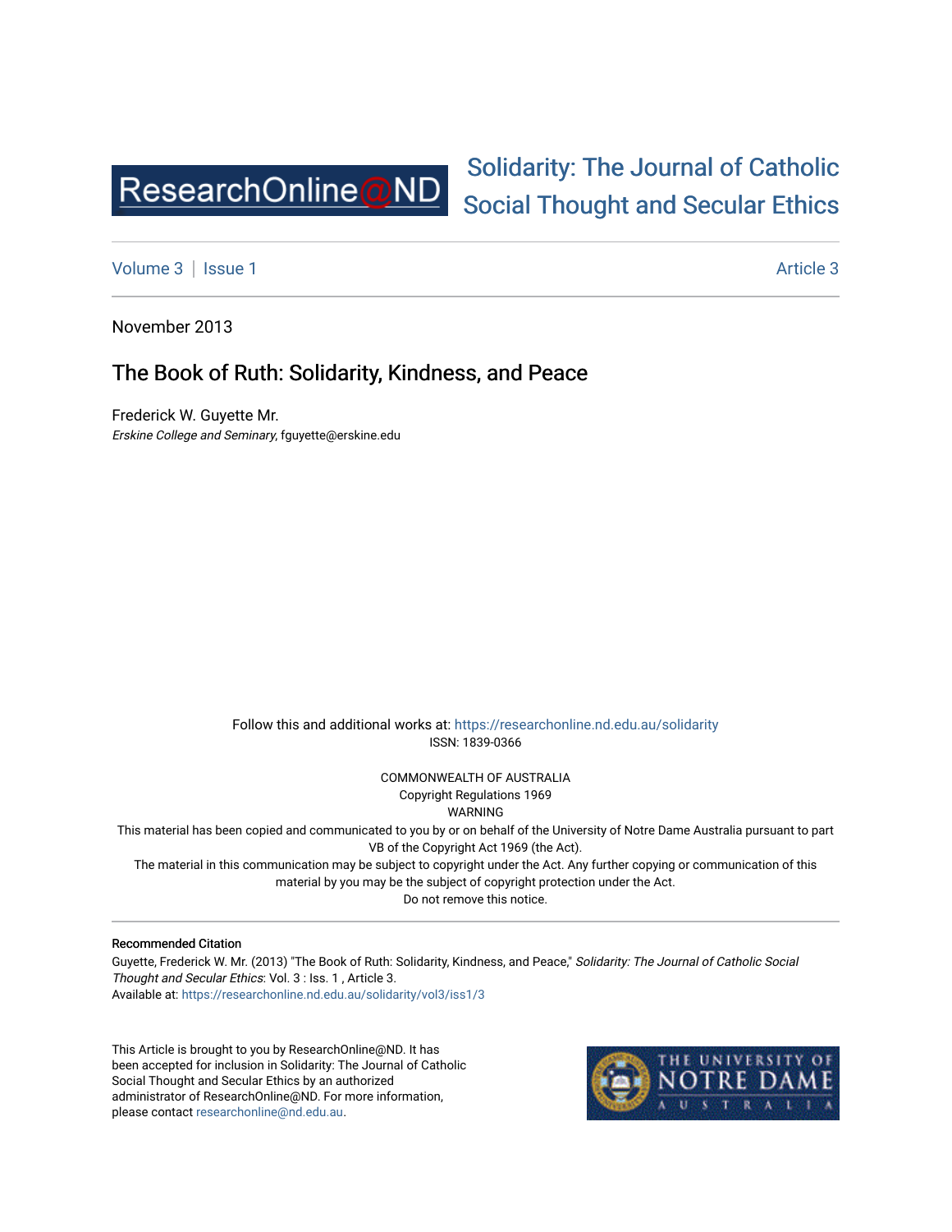ResearchOnline@ND

# Solidarity: The Journal of Catholic Social Thought and Secular Ethics

Volume 3 | Issue 1 — Article 3

November 2013

## The Book of Ruth: Solidarity, Kindness, and Peace

Frederick W. Guyette Mr.
*Erskine College and Seminary*, fguyette@erskine.edu

Follow this and additional works at: https://researchonline.nd.edu.au/solidarity
ISSN: 1839-0366

COMMONWEALTH OF AUSTRALIA
Copyright Regulations 1969
WARNING
This material has been copied and communicated to you by or on behalf of the University of Notre Dame Australia pursuant to part VB of the Copyright Act 1969 (the Act).
The material in this communication may be subject to copyright under the Act. Any further copying or communication of this material by you may be the subject of copyright protection under the Act.
Do not remove this notice.

**Recommended Citation**

Guyette, Frederick W. Mr. (2013) "The Book of Ruth: Solidarity, Kindness, and Peace," *Solidarity: The Journal of Catholic Social Thought and Secular Ethics*: Vol. 3 : Iss. 1 , Article 3.
Available at: https://researchonline.nd.edu.au/solidarity/vol3/iss1/3

This Article is brought to you by ResearchOnline@ND. It has been accepted for inclusion in Solidarity: The Journal of Catholic Social Thought and Secular Ethics by an authorized administrator of ResearchOnline@ND. For more information, please contact researchonline@nd.edu.au.

THE UNIVERSITY OF NOTRE DAME AUSTRALIA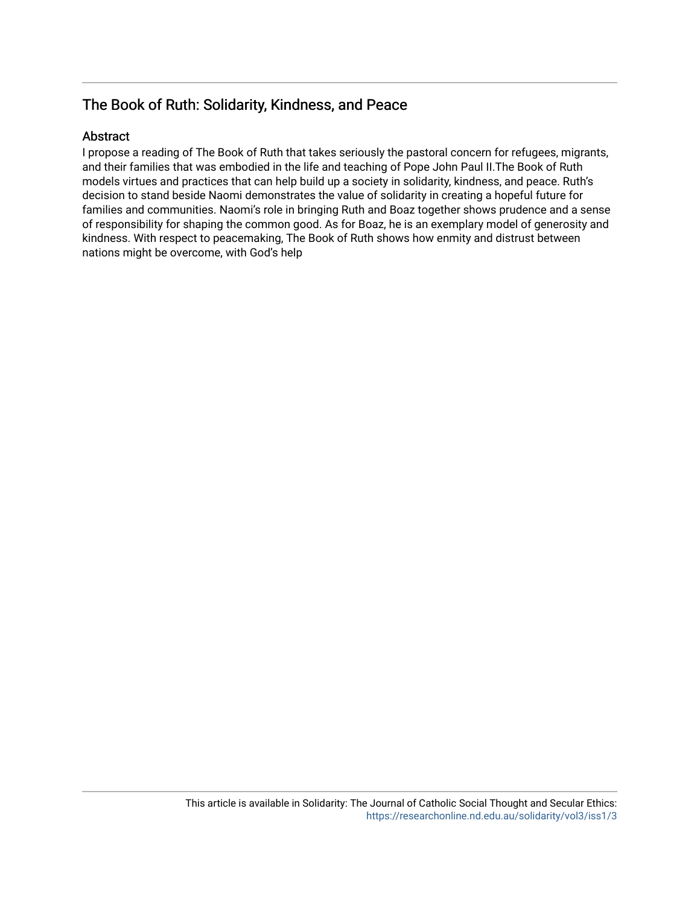## The Book of Ruth: Solidarity, Kindness, and Peace

### Abstract

I propose a reading of The Book of Ruth that takes seriously the pastoral concern for refugees, migrants, and their families that was embodied in the life and teaching of Pope John Paul II.The Book of Ruth models virtues and practices that can help build up a society in solidarity, kindness, and peace. Ruth's decision to stand beside Naomi demonstrates the value of solidarity in creating a hopeful future for families and communities. Naomi's role in bringing Ruth and Boaz together shows prudence and a sense of responsibility for shaping the common good. As for Boaz, he is an exemplary model of generosity and kindness. With respect to peacemaking, The Book of Ruth shows how enmity and distrust between nations might be overcome, with God's help

This article is available in Solidarity: The Journal of Catholic Social Thought and Secular Ethics: https://researchonline.nd.edu.au/solidarity/vol3/iss1/3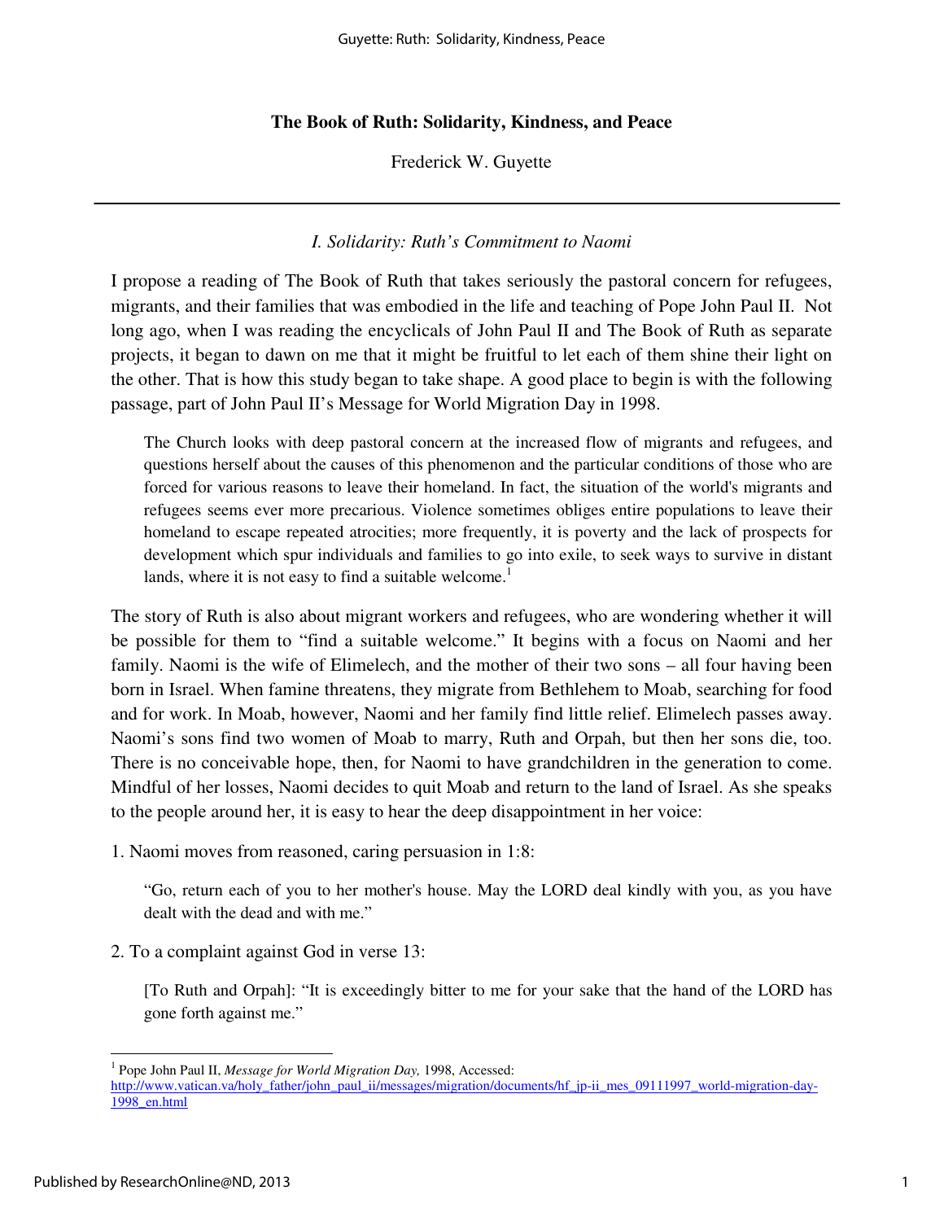# The Book of Ruth: Solidarity, Kindness, and Peace

Frederick W. Guyette

---

*I. Solidarity: Ruth's Commitment to Naomi*

I propose a reading of The Book of Ruth that takes seriously the pastoral concern for refugees, migrants, and their families that was embodied in the life and teaching of Pope John Paul II. Not long ago, when I was reading the encyclicals of John Paul II and The Book of Ruth as separate projects, it began to dawn on me that it might be fruitful to let each of them shine their light on the other. That is how this study began to take shape. A good place to begin is with the following passage, part of John Paul II's Message for World Migration Day in 1998.

> The Church looks with deep pastoral concern at the increased flow of migrants and refugees, and questions herself about the causes of this phenomenon and the particular conditions of those who are forced for various reasons to leave their homeland. In fact, the situation of the world's migrants and refugees seems ever more precarious. Violence sometimes obliges entire populations to leave their homeland to escape repeated atrocities; more frequently, it is poverty and the lack of prospects for development which spur individuals and families to go into exile, to seek ways to survive in distant lands, where it is not easy to find a suitable welcome.[1]

The story of Ruth is also about migrant workers and refugees, who are wondering whether it will be possible for them to "find a suitable welcome." It begins with a focus on Naomi and her family. Naomi is the wife of Elimelech, and the mother of their two sons – all four having been born in Israel. When famine threatens, they migrate from Bethlehem to Moab, searching for food and for work. In Moab, however, Naomi and her family find little relief. Elimelech passes away. Naomi's sons find two women of Moab to marry, Ruth and Orpah, but then her sons die, too. There is no conceivable hope, then, for Naomi to have grandchildren in the generation to come. Mindful of her losses, Naomi decides to quit Moab and return to the land of Israel. As she speaks to the people around her, it is easy to hear the deep disappointment in her voice:

1. Naomi moves from reasoned, caring persuasion in 1:8:

> "Go, return each of you to her mother's house. May the LORD deal kindly with you, as you have dealt with the dead and with me."

2. To a complaint against God in verse 13:

> [To Ruth and Orpah]: "It is exceedingly bitter to me for your sake that the hand of the LORD has gone forth against me."

---

[1] Pope John Paul II, *Message for World Migration Day,* 1998, Accessed: http://www.vatican.va/holy_father/john_paul_ii/messages/migration/documents/hf_jp-ii_mes_09111997_world-migration-day-1998_en.html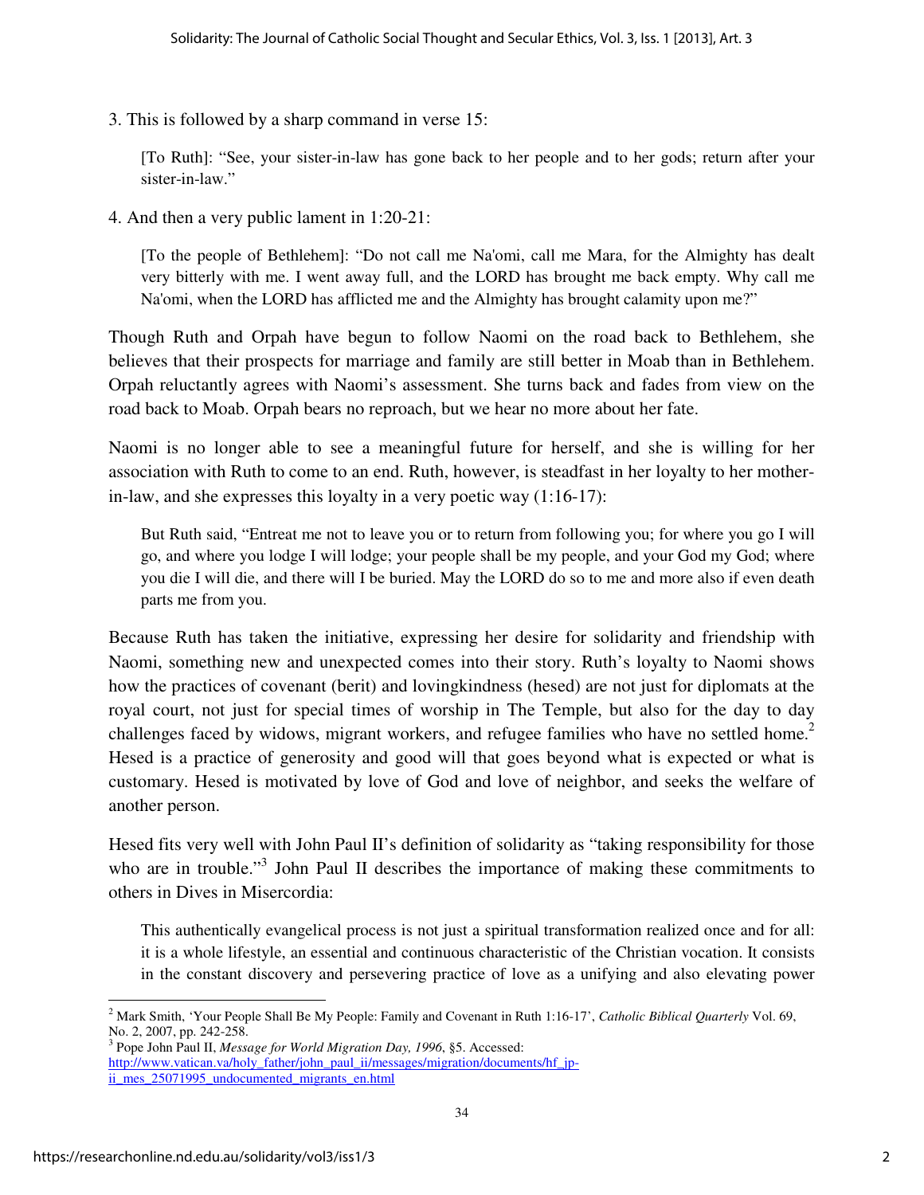3. This is followed by a sharp command in verse 15:

> [To Ruth]: "See, your sister-in-law has gone back to her people and to her gods; return after your sister-in-law."

4. And then a very public lament in 1:20-21:

> [To the people of Bethlehem]: "Do not call me Na'omi, call me Mara, for the Almighty has dealt very bitterly with me. I went away full, and the LORD has brought me back empty. Why call me Na'omi, when the LORD has afflicted me and the Almighty has brought calamity upon me?"

Though Ruth and Orpah have begun to follow Naomi on the road back to Bethlehem, she believes that their prospects for marriage and family are still better in Moab than in Bethlehem. Orpah reluctantly agrees with Naomi's assessment. She turns back and fades from view on the road back to Moab. Orpah bears no reproach, but we hear no more about her fate.

Naomi is no longer able to see a meaningful future for herself, and she is willing for her association with Ruth to come to an end. Ruth, however, is steadfast in her loyalty to her mother-in-law, and she expresses this loyalty in a very poetic way (1:16-17):

> But Ruth said, "Entreat me not to leave you or to return from following you; for where you go I will go, and where you lodge I will lodge; your people shall be my people, and your God my God; where you die I will die, and there will I be buried. May the LORD do so to me and more also if even death parts me from you.

Because Ruth has taken the initiative, expressing her desire for solidarity and friendship with Naomi, something new and unexpected comes into their story. Ruth's loyalty to Naomi shows how the practices of covenant (berit) and lovingkindness (hesed) are not just for diplomats at the royal court, not just for special times of worship in The Temple, but also for the day to day challenges faced by widows, migrant workers, and refugee families who have no settled home.[2] Hesed is a practice of generosity and good will that goes beyond what is expected or what is customary. Hesed is motivated by love of God and love of neighbor, and seeks the welfare of another person.

Hesed fits very well with John Paul II's definition of solidarity as "taking responsibility for those who are in trouble."[3] John Paul II describes the importance of making these commitments to others in Dives in Misercordia:

> This authentically evangelical process is not just a spiritual transformation realized once and for all: it is a whole lifestyle, an essential and continuous characteristic of the Christian vocation. It consists in the constant discovery and persevering practice of love as a unifying and also elevating power

---

[2] Mark Smith, 'Your People Shall Be My People: Family and Covenant in Ruth 1:16-17', *Catholic Biblical Quarterly* Vol. 69, No. 2, 2007, pp. 242-258.

[3] Pope John Paul II, *Message for World Migration Day, 1996*, §5. Accessed: http://www.vatican.va/holy_father/john_paul_ii/messages/migration/documents/hf_jp-ii_mes_25071995_undocumented_migrants_en.html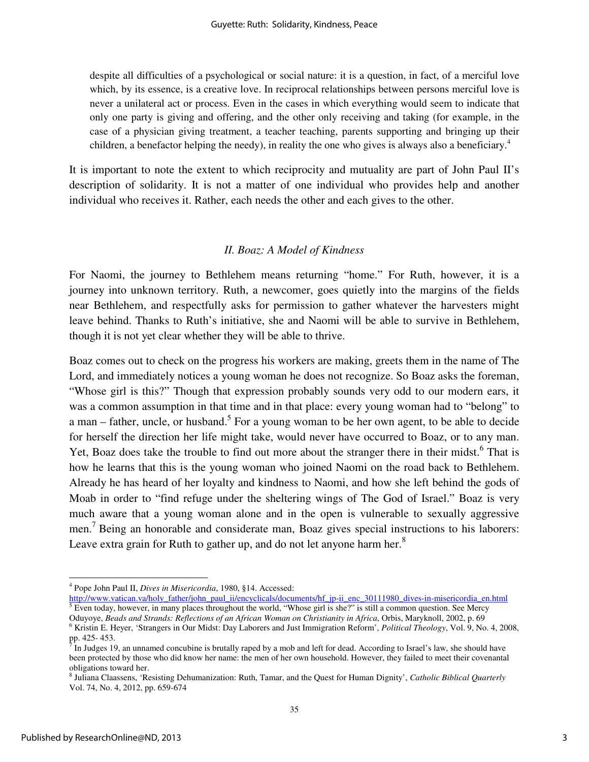despite all difficulties of a psychological or social nature: it is a question, in fact, of a merciful love which, by its essence, is a creative love. In reciprocal relationships between persons merciful love is never a unilateral act or process. Even in the cases in which everything would seem to indicate that only one party is giving and offering, and the other only receiving and taking (for example, in the case of a physician giving treatment, a teacher teaching, parents supporting and bringing up their children, a benefactor helping the needy), in reality the one who gives is always also a beneficiary.[4]

It is important to note the extent to which reciprocity and mutuality are part of John Paul II's description of solidarity. It is not a matter of one individual who provides help and another individual who receives it. Rather, each needs the other and each gives to the other.

## *II. Boaz: A Model of Kindness*

For Naomi, the journey to Bethlehem means returning "home." For Ruth, however, it is a journey into unknown territory. Ruth, a newcomer, goes quietly into the margins of the fields near Bethlehem, and respectfully asks for permission to gather whatever the harvesters might leave behind. Thanks to Ruth's initiative, she and Naomi will be able to survive in Bethlehem, though it is not yet clear whether they will be able to thrive.

Boaz comes out to check on the progress his workers are making, greets them in the name of The Lord, and immediately notices a young woman he does not recognize. So Boaz asks the foreman, "Whose girl is this?" Though that expression probably sounds very odd to our modern ears, it was a common assumption in that time and in that place: every young woman had to "belong" to a man – father, uncle, or husband.[5] For a young woman to be her own agent, to be able to decide for herself the direction her life might take, would never have occurred to Boaz, or to any man. Yet, Boaz does take the trouble to find out more about the stranger there in their midst.[6] That is how he learns that this is the young woman who joined Naomi on the road back to Bethlehem. Already he has heard of her loyalty and kindness to Naomi, and how she left behind the gods of Moab in order to "find refuge under the sheltering wings of The God of Israel." Boaz is very much aware that a young woman alone and in the open is vulnerable to sexually aggressive men.[7] Being an honorable and considerate man, Boaz gives special instructions to his laborers: Leave extra grain for Ruth to gather up, and do not let anyone harm her.[8]

---

[4] Pope John Paul II, *Dives in Misericordia*, 1980, §14. Accessed: http://www.vatican.va/holy_father/john_paul_ii/encyclicals/documents/hf_jp-ii_enc_30111980_dives-in-misericordia_en.html

[5] Even today, however, in many places throughout the world, "Whose girl is she?" is still a common question. See Mercy Oduyoye, *Beads and Strands: Reflections of an African Woman on Christianity in Africa*, Orbis, Maryknoll, 2002, p. 69

[6] Kristin E. Heyer, 'Strangers in Our Midst: Day Laborers and Just Immigration Reform', *Political Theology*, Vol. 9, No. 4, 2008, pp. 425- 453.

[7] In Judges 19, an unnamed concubine is brutally raped by a mob and left for dead. According to Israel's law, she should have been protected by those who did know her name: the men of her own household. However, they failed to meet their covenantal obligations toward her.

[8] Juliana Claassens, 'Resisting Dehumanization: Ruth, Tamar, and the Quest for Human Dignity', *Catholic Biblical Quarterly* Vol. 74, No. 4, 2012, pp. 659-674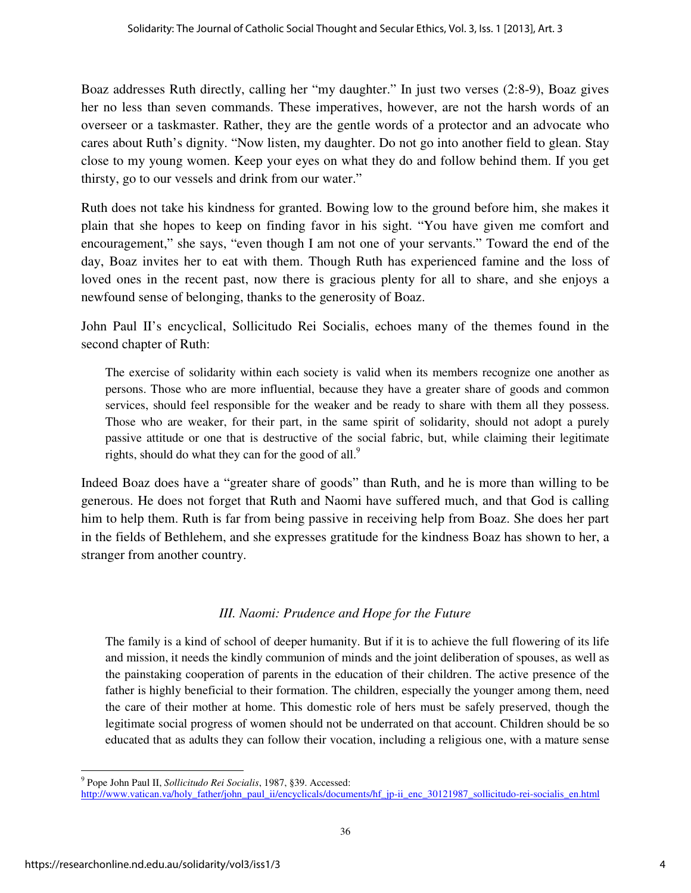Boaz addresses Ruth directly, calling her "my daughter." In just two verses (2:8-9), Boaz gives her no less than seven commands. These imperatives, however, are not the harsh words of an overseer or a taskmaster. Rather, they are the gentle words of a protector and an advocate who cares about Ruth's dignity. "Now listen, my daughter. Do not go into another field to glean. Stay close to my young women. Keep your eyes on what they do and follow behind them. If you get thirsty, go to our vessels and drink from our water."

Ruth does not take his kindness for granted. Bowing low to the ground before him, she makes it plain that she hopes to keep on finding favor in his sight. "You have given me comfort and encouragement," she says, "even though I am not one of your servants." Toward the end of the day, Boaz invites her to eat with them. Though Ruth has experienced famine and the loss of loved ones in the recent past, now there is gracious plenty for all to share, and she enjoys a newfound sense of belonging, thanks to the generosity of Boaz.

John Paul II's encyclical, Sollicitudo Rei Socialis, echoes many of the themes found in the second chapter of Ruth:

> The exercise of solidarity within each society is valid when its members recognize one another as persons. Those who are more influential, because they have a greater share of goods and common services, should feel responsible for the weaker and be ready to share with them all they possess. Those who are weaker, for their part, in the same spirit of solidarity, should not adopt a purely passive attitude or one that is destructive of the social fabric, but, while claiming their legitimate rights, should do what they can for the good of all.[9]

Indeed Boaz does have a "greater share of goods" than Ruth, and he is more than willing to be generous. He does not forget that Ruth and Naomi have suffered much, and that God is calling him to help them. Ruth is far from being passive in receiving help from Boaz. She does her part in the fields of Bethlehem, and she expresses gratitude for the kindness Boaz has shown to her, a stranger from another country.

### *III. Naomi: Prudence and Hope for the Future*

> The family is a kind of school of deeper humanity. But if it is to achieve the full flowering of its life and mission, it needs the kindly communion of minds and the joint deliberation of spouses, as well as the painstaking cooperation of parents in the education of their children. The active presence of the father is highly beneficial to their formation. The children, especially the younger among them, need the care of their mother at home. This domestic role of hers must be safely preserved, though the legitimate social progress of women should not be underrated on that account. Children should be so educated that as adults they can follow their vocation, including a religious one, with a mature sense

---

[9] Pope John Paul II, *Sollicitudo Rei Socialis*, 1987, §39. Accessed: http://www.vatican.va/holy_father/john_paul_ii/encyclicals/documents/hf_jp-ii_enc_30121987_sollicitudo-rei-socialis_en.html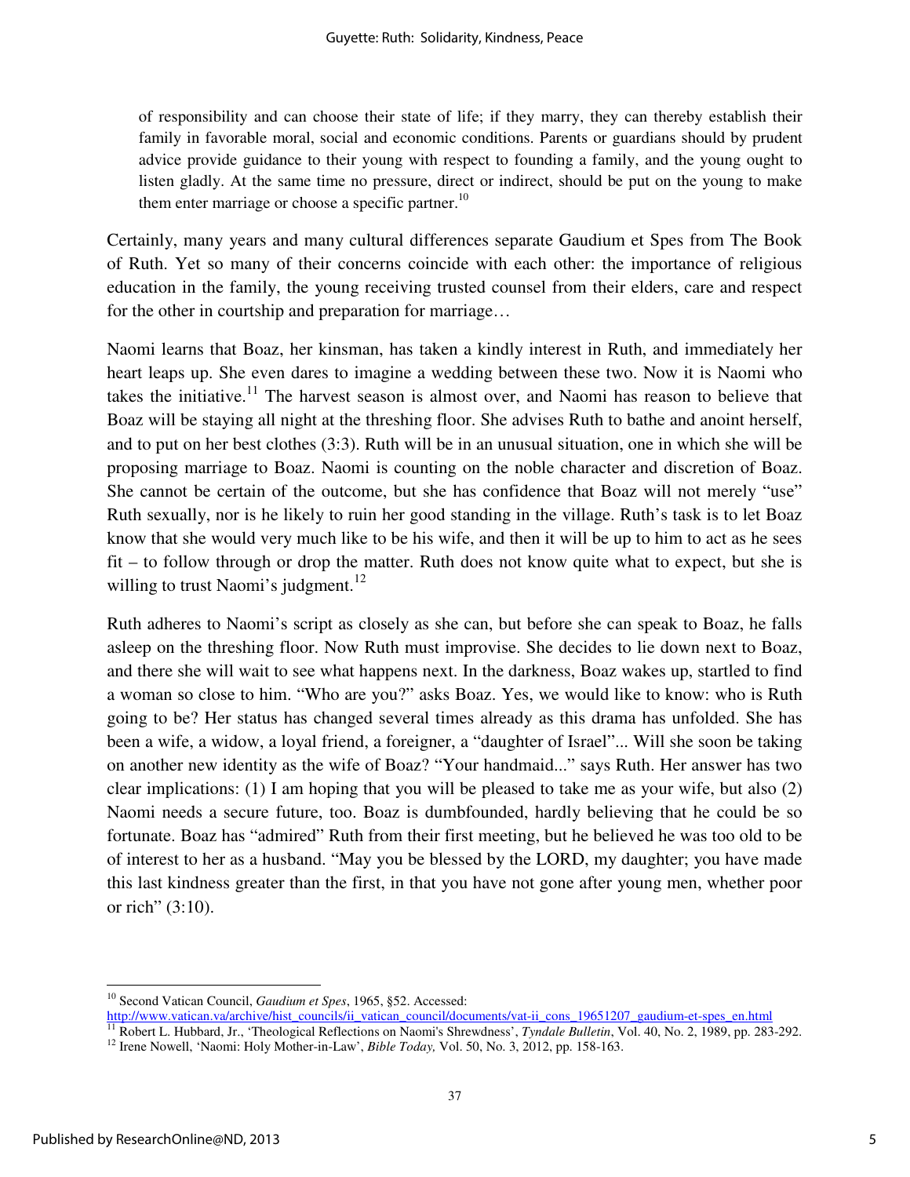> of responsibility and can choose their state of life; if they marry, they can thereby establish their family in favorable moral, social and economic conditions. Parents or guardians should by prudent advice provide guidance to their young with respect to founding a family, and the young ought to listen gladly. At the same time no pressure, direct or indirect, should be put on the young to make them enter marriage or choose a specific partner.[10]

Certainly, many years and many cultural differences separate Gaudium et Spes from The Book of Ruth. Yet so many of their concerns coincide with each other: the importance of religious education in the family, the young receiving trusted counsel from their elders, care and respect for the other in courtship and preparation for marriage…

Naomi learns that Boaz, her kinsman, has taken a kindly interest in Ruth, and immediately her heart leaps up. She even dares to imagine a wedding between these two. Now it is Naomi who takes the initiative.[11] The harvest season is almost over, and Naomi has reason to believe that Boaz will be staying all night at the threshing floor. She advises Ruth to bathe and anoint herself, and to put on her best clothes (3:3). Ruth will be in an unusual situation, one in which she will be proposing marriage to Boaz. Naomi is counting on the noble character and discretion of Boaz. She cannot be certain of the outcome, but she has confidence that Boaz will not merely "use" Ruth sexually, nor is he likely to ruin her good standing in the village. Ruth's task is to let Boaz know that she would very much like to be his wife, and then it will be up to him to act as he sees fit – to follow through or drop the matter. Ruth does not know quite what to expect, but she is willing to trust Naomi's judgment.[12]

Ruth adheres to Naomi's script as closely as she can, but before she can speak to Boaz, he falls asleep on the threshing floor. Now Ruth must improvise. She decides to lie down next to Boaz, and there she will wait to see what happens next. In the darkness, Boaz wakes up, startled to find a woman so close to him. "Who are you?" asks Boaz. Yes, we would like to know: who is Ruth going to be? Her status has changed several times already as this drama has unfolded. She has been a wife, a widow, a loyal friend, a foreigner, a "daughter of Israel"... Will she soon be taking on another new identity as the wife of Boaz? "Your handmaid..." says Ruth. Her answer has two clear implications: (1) I am hoping that you will be pleased to take me as your wife, but also (2) Naomi needs a secure future, too. Boaz is dumbfounded, hardly believing that he could be so fortunate. Boaz has "admired" Ruth from their first meeting, but he believed he was too old to be of interest to her as a husband. "May you be blessed by the LORD, my daughter; you have made this last kindness greater than the first, in that you have not gone after young men, whether poor or rich" (3:10).

---

[10] Second Vatican Council, *Gaudium et Spes*, 1965, §52. Accessed: http://www.vatican.va/archive/hist_councils/ii_vatican_council/documents/vat-ii_cons_19651207_gaudium-et-spes_en.html

[11] Robert L. Hubbard, Jr., 'Theological Reflections on Naomi's Shrewdness', *Tyndale Bulletin*, Vol. 40, No. 2, 1989, pp. 283-292.

[12] Irene Nowell, 'Naomi: Holy Mother-in-Law', *Bible Today,* Vol. 50, No. 3, 2012, pp. 158-163.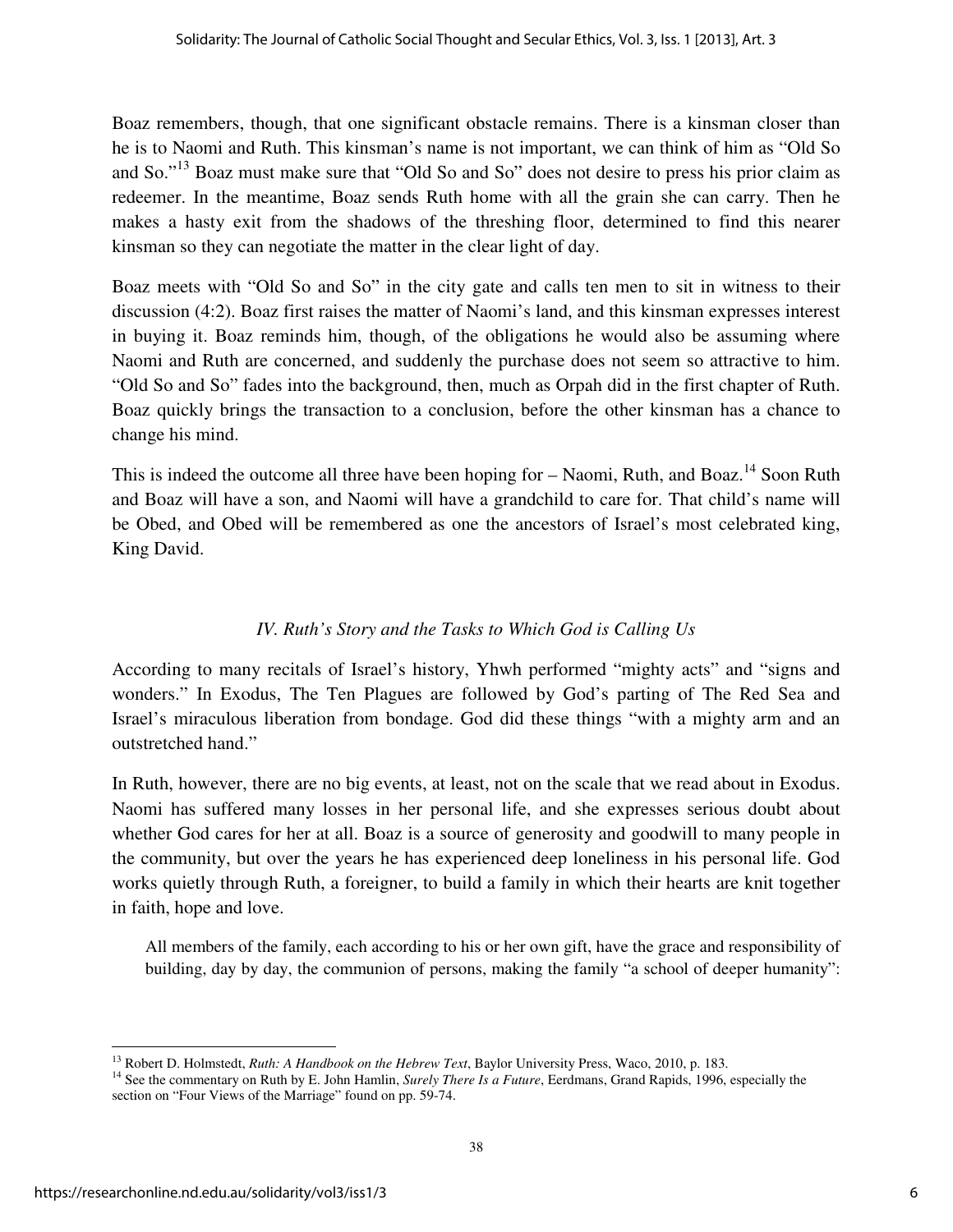Boaz remembers, though, that one significant obstacle remains. There is a kinsman closer than he is to Naomi and Ruth. This kinsman's name is not important, we can think of him as "Old So and So."[13] Boaz must make sure that "Old So and So" does not desire to press his prior claim as redeemer. In the meantime, Boaz sends Ruth home with all the grain she can carry. Then he makes a hasty exit from the shadows of the threshing floor, determined to find this nearer kinsman so they can negotiate the matter in the clear light of day.

Boaz meets with "Old So and So" in the city gate and calls ten men to sit in witness to their discussion (4:2). Boaz first raises the matter of Naomi's land, and this kinsman expresses interest in buying it. Boaz reminds him, though, of the obligations he would also be assuming where Naomi and Ruth are concerned, and suddenly the purchase does not seem so attractive to him. "Old So and So" fades into the background, then, much as Orpah did in the first chapter of Ruth. Boaz quickly brings the transaction to a conclusion, before the other kinsman has a chance to change his mind.

This is indeed the outcome all three have been hoping for – Naomi, Ruth, and Boaz.[14] Soon Ruth and Boaz will have a son, and Naomi will have a grandchild to care for. That child's name will be Obed, and Obed will be remembered as one the ancestors of Israel's most celebrated king, King David.

### *IV. Ruth's Story and the Tasks to Which God is Calling Us*

According to many recitals of Israel's history, Yhwh performed "mighty acts" and "signs and wonders." In Exodus, The Ten Plagues are followed by God's parting of The Red Sea and Israel's miraculous liberation from bondage. God did these things "with a mighty arm and an outstretched hand."

In Ruth, however, there are no big events, at least, not on the scale that we read about in Exodus. Naomi has suffered many losses in her personal life, and she expresses serious doubt about whether God cares for her at all. Boaz is a source of generosity and goodwill to many people in the community, but over the years he has experienced deep loneliness in his personal life. God works quietly through Ruth, a foreigner, to build a family in which their hearts are knit together in faith, hope and love.

> All members of the family, each according to his or her own gift, have the grace and responsibility of building, day by day, the communion of persons, making the family "a school of deeper humanity":

---

[13] Robert D. Holmstedt, *Ruth: A Handbook on the Hebrew Text*, Baylor University Press, Waco, 2010, p. 183.

[14] See the commentary on Ruth by E. John Hamlin, *Surely There Is a Future*, Eerdmans, Grand Rapids, 1996, especially the section on "Four Views of the Marriage" found on pp. 59-74.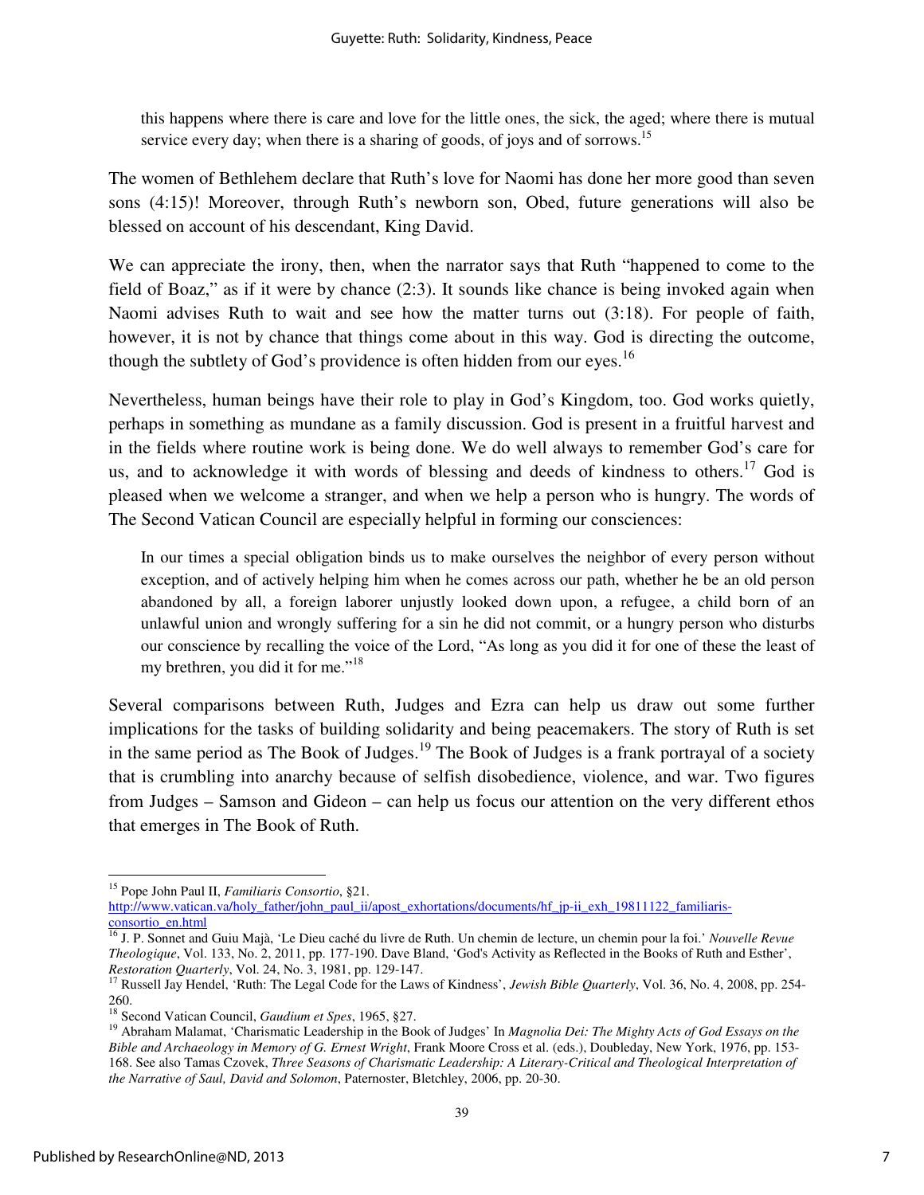> this happens where there is care and love for the little ones, the sick, the aged; where there is mutual service every day; when there is a sharing of goods, of joys and of sorrows.[15]

The women of Bethlehem declare that Ruth's love for Naomi has done her more good than seven sons (4:15)! Moreover, through Ruth's newborn son, Obed, future generations will also be blessed on account of his descendant, King David.

We can appreciate the irony, then, when the narrator says that Ruth "happened to come to the field of Boaz," as if it were by chance (2:3). It sounds like chance is being invoked again when Naomi advises Ruth to wait and see how the matter turns out (3:18). For people of faith, however, it is not by chance that things come about in this way. God is directing the outcome, though the subtlety of God's providence is often hidden from our eyes.[16]

Nevertheless, human beings have their role to play in God's Kingdom, too. God works quietly, perhaps in something as mundane as a family discussion. God is present in a fruitful harvest and in the fields where routine work is being done. We do well always to remember God's care for us, and to acknowledge it with words of blessing and deeds of kindness to others.[17] God is pleased when we welcome a stranger, and when we help a person who is hungry. The words of The Second Vatican Council are especially helpful in forming our consciences:

> In our times a special obligation binds us to make ourselves the neighbor of every person without exception, and of actively helping him when he comes across our path, whether he be an old person abandoned by all, a foreign laborer unjustly looked down upon, a refugee, a child born of an unlawful union and wrongly suffering for a sin he did not commit, or a hungry person who disturbs our conscience by recalling the voice of the Lord, "As long as you did it for one of these the least of my brethren, you did it for me."[18]

Several comparisons between Ruth, Judges and Ezra can help us draw out some further implications for the tasks of building solidarity and being peacemakers. The story of Ruth is set in the same period as The Book of Judges.[19] The Book of Judges is a frank portrayal of a society that is crumbling into anarchy because of selfish disobedience, violence, and war. Two figures from Judges – Samson and Gideon – can help us focus our attention on the very different ethos that emerges in The Book of Ruth.

---

[15] Pope John Paul II, *Familiaris Consortio*, §21. http://www.vatican.va/holy_father/john_paul_ii/apost_exhortations/documents/hf_jp-ii_exh_19811122_familiaris-consortio_en.html

[16] J. P. Sonnet and Guiu Majà, 'Le Dieu caché du livre de Ruth. Un chemin de lecture, un chemin pour la foi.' *Nouvelle Revue Theologique*, Vol. 133, No. 2, 2011, pp. 177-190. Dave Bland, 'God's Activity as Reflected in the Books of Ruth and Esther', *Restoration Quarterly*, Vol. 24, No. 3, 1981, pp. 129-147.

[17] Russell Jay Hendel, 'Ruth: The Legal Code for the Laws of Kindness', *Jewish Bible Quarterly*, Vol. 36, No. 4, 2008, pp. 254-260.

[18] Second Vatican Council, *Gaudium et Spes*, 1965, §27.

[19] Abraham Malamat, 'Charismatic Leadership in the Book of Judges' In *Magnolia Dei: The Mighty Acts of God Essays on the Bible and Archaeology in Memory of G. Ernest Wright*, Frank Moore Cross et al. (eds.), Doubleday, New York, 1976, pp. 153-168. See also Tamas Czovek, *Three Seasons of Charismatic Leadership: A Literary-Critical and Theological Interpretation of the Narrative of Saul, David and Solomon*, Paternoster, Bletchley, 2006, pp. 20-30.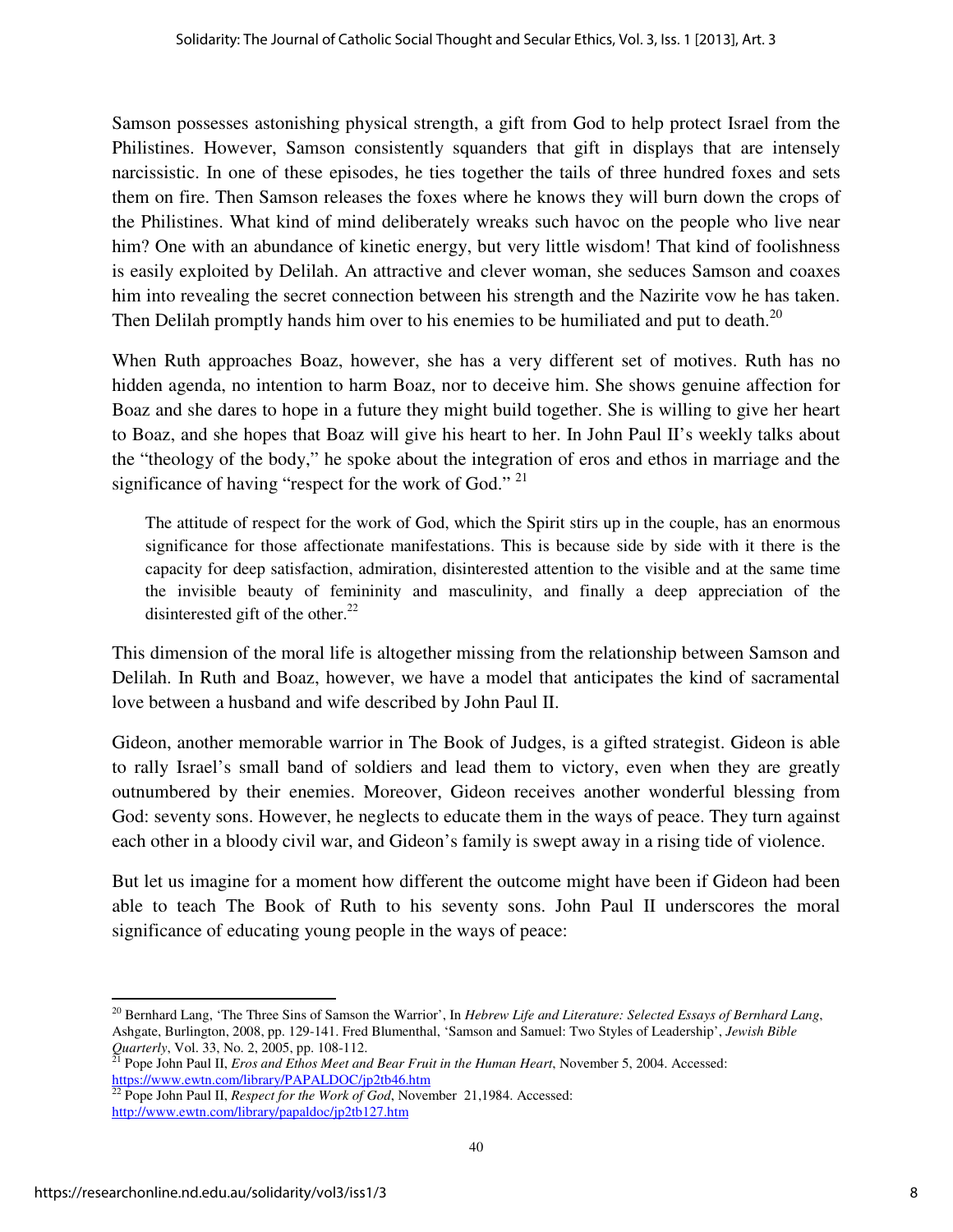Samson possesses astonishing physical strength, a gift from God to help protect Israel from the Philistines. However, Samson consistently squanders that gift in displays that are intensely narcissistic. In one of these episodes, he ties together the tails of three hundred foxes and sets them on fire. Then Samson releases the foxes where he knows they will burn down the crops of the Philistines. What kind of mind deliberately wreaks such havoc on the people who live near him? One with an abundance of kinetic energy, but very little wisdom! That kind of foolishness is easily exploited by Delilah. An attractive and clever woman, she seduces Samson and coaxes him into revealing the secret connection between his strength and the Nazirite vow he has taken. Then Delilah promptly hands him over to his enemies to be humiliated and put to death.[20]

When Ruth approaches Boaz, however, she has a very different set of motives. Ruth has no hidden agenda, no intention to harm Boaz, nor to deceive him. She shows genuine affection for Boaz and she dares to hope in a future they might build together. She is willing to give her heart to Boaz, and she hopes that Boaz will give his heart to her. In John Paul II's weekly talks about the "theology of the body," he spoke about the integration of eros and ethos in marriage and the significance of having "respect for the work of God." [21]

> The attitude of respect for the work of God, which the Spirit stirs up in the couple, has an enormous significance for those affectionate manifestations. This is because side by side with it there is the capacity for deep satisfaction, admiration, disinterested attention to the visible and at the same time the invisible beauty of femininity and masculinity, and finally a deep appreciation of the disinterested gift of the other.[22]

This dimension of the moral life is altogether missing from the relationship between Samson and Delilah. In Ruth and Boaz, however, we have a model that anticipates the kind of sacramental love between a husband and wife described by John Paul II.

Gideon, another memorable warrior in The Book of Judges, is a gifted strategist. Gideon is able to rally Israel's small band of soldiers and lead them to victory, even when they are greatly outnumbered by their enemies. Moreover, Gideon receives another wonderful blessing from God: seventy sons. However, he neglects to educate them in the ways of peace. They turn against each other in a bloody civil war, and Gideon's family is swept away in a rising tide of violence.

But let us imagine for a moment how different the outcome might have been if Gideon had been able to teach The Book of Ruth to his seventy sons. John Paul II underscores the moral significance of educating young people in the ways of peace:

---

[20] Bernhard Lang, 'The Three Sins of Samson the Warrior', In *Hebrew Life and Literature: Selected Essays of Bernhard Lang*, Ashgate, Burlington, 2008, pp. 129-141. Fred Blumenthal, 'Samson and Samuel: Two Styles of Leadership', *Jewish Bible Quarterly*, Vol. 33, No. 2, 2005, pp. 108-112.

[21] Pope John Paul II, *Eros and Ethos Meet and Bear Fruit in the Human Heart*, November 5, 2004. Accessed: https://www.ewtn.com/library/PAPALDOC/jp2tb46.htm

[22] Pope John Paul II, *Respect for the Work of God*, November 21,1984. Accessed: http://www.ewtn.com/library/papaldoc/jp2tb127.htm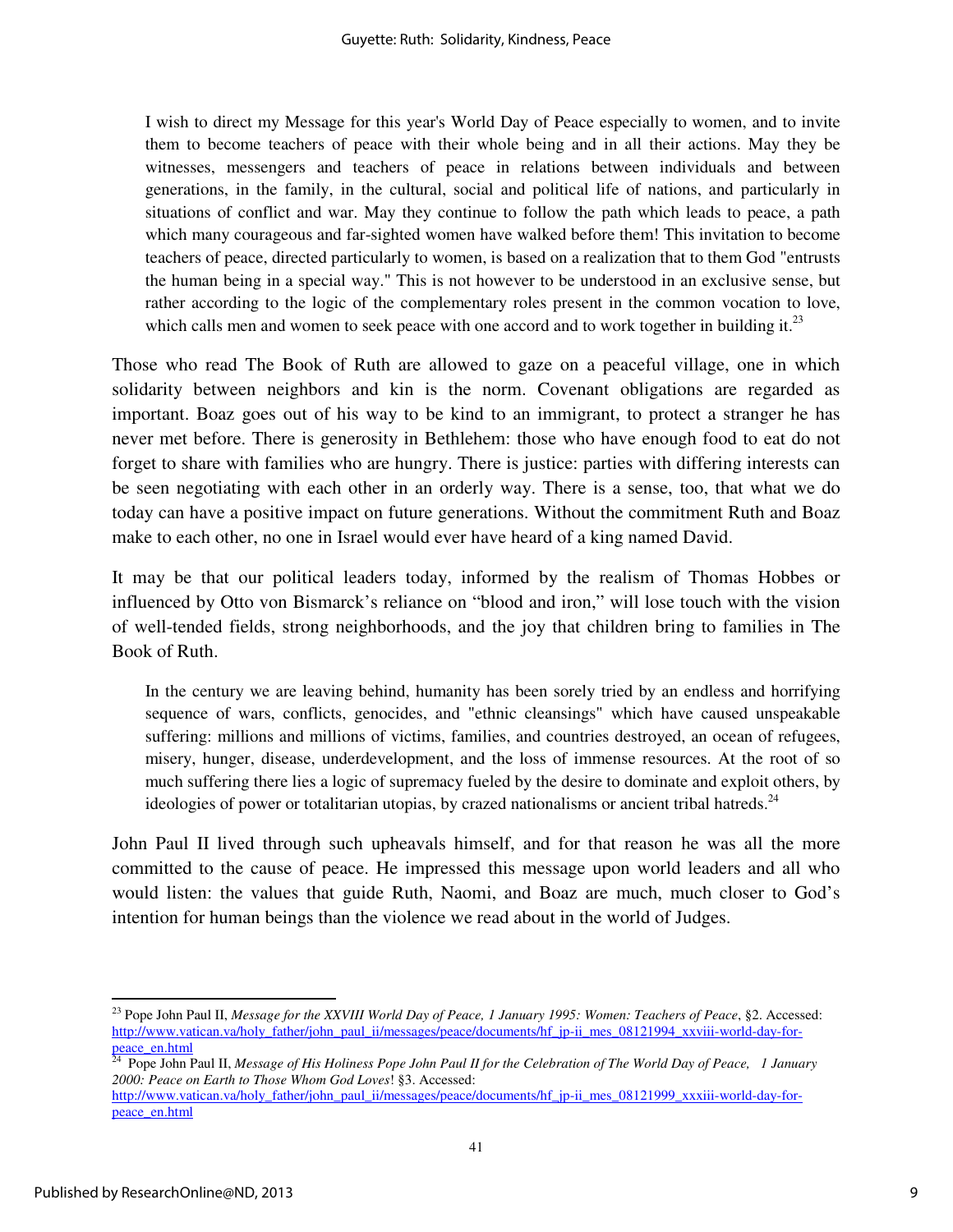> I wish to direct my Message for this year's World Day of Peace especially to women, and to invite them to become teachers of peace with their whole being and in all their actions. May they be witnesses, messengers and teachers of peace in relations between individuals and between generations, in the family, in the cultural, social and political life of nations, and particularly in situations of conflict and war. May they continue to follow the path which leads to peace, a path which many courageous and far-sighted women have walked before them! This invitation to become teachers of peace, directed particularly to women, is based on a realization that to them God "entrusts the human being in a special way." This is not however to be understood in an exclusive sense, but rather according to the logic of the complementary roles present in the common vocation to love, which calls men and women to seek peace with one accord and to work together in building it.[23]

Those who read The Book of Ruth are allowed to gaze on a peaceful village, one in which solidarity between neighbors and kin is the norm. Covenant obligations are regarded as important. Boaz goes out of his way to be kind to an immigrant, to protect a stranger he has never met before. There is generosity in Bethlehem: those who have enough food to eat do not forget to share with families who are hungry. There is justice: parties with differing interests can be seen negotiating with each other in an orderly way. There is a sense, too, that what we do today can have a positive impact on future generations. Without the commitment Ruth and Boaz make to each other, no one in Israel would ever have heard of a king named David.

It may be that our political leaders today, informed by the realism of Thomas Hobbes or influenced by Otto von Bismarck's reliance on "blood and iron," will lose touch with the vision of well-tended fields, strong neighborhoods, and the joy that children bring to families in The Book of Ruth.

> In the century we are leaving behind, humanity has been sorely tried by an endless and horrifying sequence of wars, conflicts, genocides, and "ethnic cleansings" which have caused unspeakable suffering: millions and millions of victims, families, and countries destroyed, an ocean of refugees, misery, hunger, disease, underdevelopment, and the loss of immense resources. At the root of so much suffering there lies a logic of supremacy fueled by the desire to dominate and exploit others, by ideologies of power or totalitarian utopias, by crazed nationalisms or ancient tribal hatreds.[24]

John Paul II lived through such upheavals himself, and for that reason he was all the more committed to the cause of peace. He impressed this message upon world leaders and all who would listen: the values that guide Ruth, Naomi, and Boaz are much, much closer to God's intention for human beings than the violence we read about in the world of Judges.

---

[23] Pope John Paul II, *Message for the XXVIII World Day of Peace, 1 January 1995: Women: Teachers of Peace*, §2. Accessed: http://www.vatican.va/holy_father/john_paul_ii/messages/peace/documents/hf_jp-ii_mes_08121994_xxviii-world-day-for-peace_en.html

[24] Pope John Paul II, *Message of His Holiness Pope John Paul II for the Celebration of The World Day of Peace, 1 January 2000: Peace on Earth to Those Whom God Loves*! §3. Accessed: http://www.vatican.va/holy_father/john_paul_ii/messages/peace/documents/hf_jp-ii_mes_08121999_xxxiii-world-day-for-peace_en.html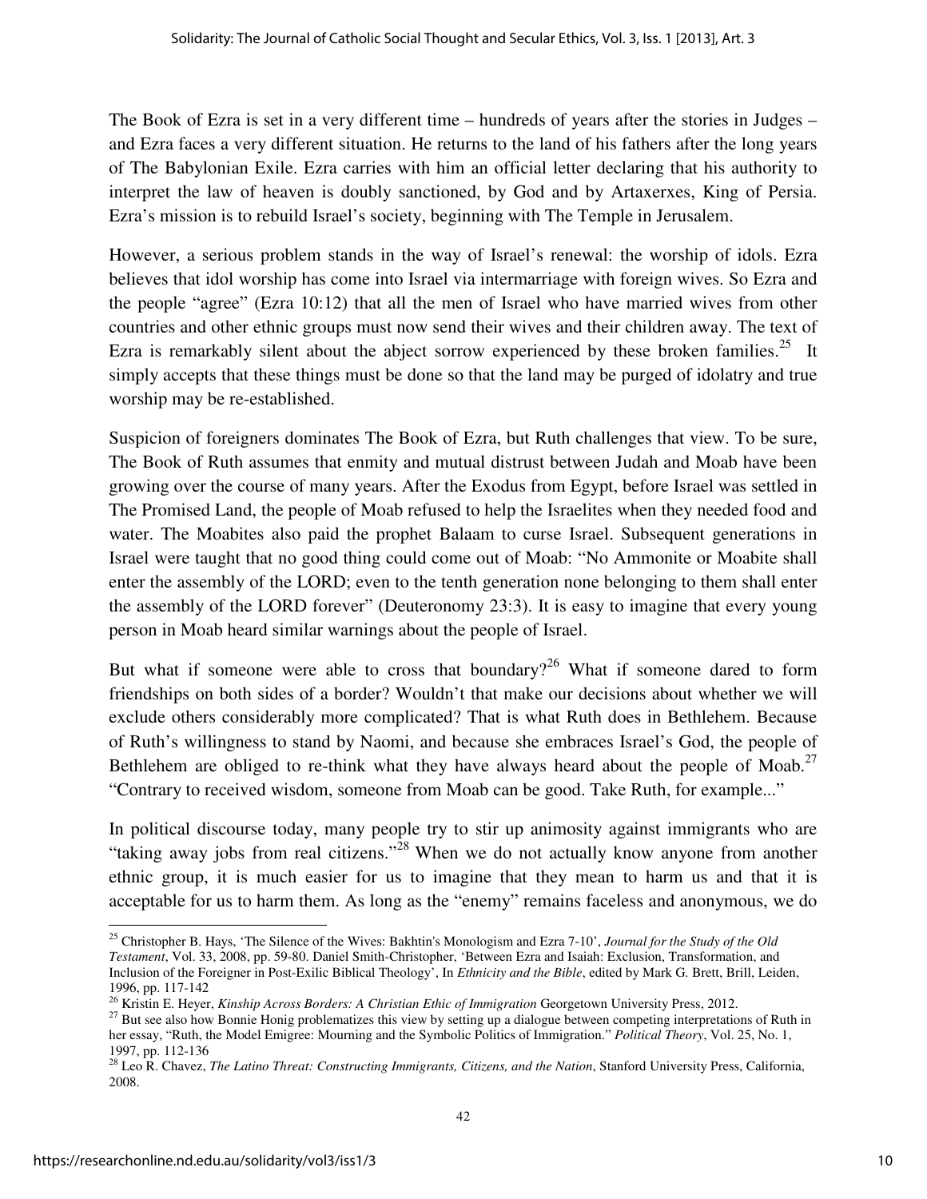The Book of Ezra is set in a very different time – hundreds of years after the stories in Judges – and Ezra faces a very different situation. He returns to the land of his fathers after the long years of The Babylonian Exile. Ezra carries with him an official letter declaring that his authority to interpret the law of heaven is doubly sanctioned, by God and by Artaxerxes, King of Persia. Ezra's mission is to rebuild Israel's society, beginning with The Temple in Jerusalem.

However, a serious problem stands in the way of Israel's renewal: the worship of idols. Ezra believes that idol worship has come into Israel via intermarriage with foreign wives. So Ezra and the people "agree" (Ezra 10:12) that all the men of Israel who have married wives from other countries and other ethnic groups must now send their wives and their children away. The text of Ezra is remarkably silent about the abject sorrow experienced by these broken families.[25] It simply accepts that these things must be done so that the land may be purged of idolatry and true worship may be re-established.

Suspicion of foreigners dominates The Book of Ezra, but Ruth challenges that view. To be sure, The Book of Ruth assumes that enmity and mutual distrust between Judah and Moab have been growing over the course of many years. After the Exodus from Egypt, before Israel was settled in The Promised Land, the people of Moab refused to help the Israelites when they needed food and water. The Moabites also paid the prophet Balaam to curse Israel. Subsequent generations in Israel were taught that no good thing could come out of Moab: "No Ammonite or Moabite shall enter the assembly of the LORD; even to the tenth generation none belonging to them shall enter the assembly of the LORD forever" (Deuteronomy 23:3). It is easy to imagine that every young person in Moab heard similar warnings about the people of Israel.

But what if someone were able to cross that boundary?[26] What if someone dared to form friendships on both sides of a border? Wouldn't that make our decisions about whether we will exclude others considerably more complicated? That is what Ruth does in Bethlehem. Because of Ruth's willingness to stand by Naomi, and because she embraces Israel's God, the people of Bethlehem are obliged to re-think what they have always heard about the people of Moab.[27] "Contrary to received wisdom, someone from Moab can be good. Take Ruth, for example..."

In political discourse today, many people try to stir up animosity against immigrants who are "taking away jobs from real citizens."[28] When we do not actually know anyone from another ethnic group, it is much easier for us to imagine that they mean to harm us and that it is acceptable for us to harm them. As long as the "enemy" remains faceless and anonymous, we do

---

[25] Christopher B. Hays, 'The Silence of the Wives: Bakhtin's Monologism and Ezra 7-10', *Journal for the Study of the Old Testament*, Vol. 33, 2008, pp. 59-80. Daniel Smith-Christopher, 'Between Ezra and Isaiah: Exclusion, Transformation, and Inclusion of the Foreigner in Post-Exilic Biblical Theology', In *Ethnicity and the Bible*, edited by Mark G. Brett, Brill, Leiden, 1996, pp. 117-142

[26] Kristin E. Heyer, *Kinship Across Borders: A Christian Ethic of Immigration* Georgetown University Press, 2012.

[27] But see also how Bonnie Honig problematizes this view by setting up a dialogue between competing interpretations of Ruth in her essay, "Ruth, the Model Emigree: Mourning and the Symbolic Politics of Immigration." *Political Theory*, Vol. 25, No. 1, 1997, pp. 112-136

[28] Leo R. Chavez, *The Latino Threat: Constructing Immigrants, Citizens, and the Nation*, Stanford University Press, California, 2008.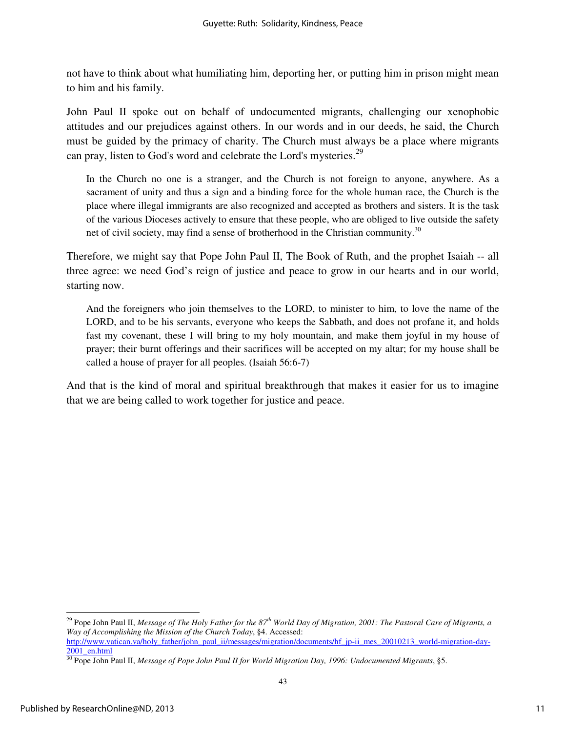not have to think about what humiliating him, deporting her, or putting him in prison might mean to him and his family.

John Paul II spoke out on behalf of undocumented migrants, challenging our xenophobic attitudes and our prejudices against others. In our words and in our deeds, he said, the Church must be guided by the primacy of charity. The Church must always be a place where migrants can pray, listen to God's word and celebrate the Lord's mysteries.[29]

> In the Church no one is a stranger, and the Church is not foreign to anyone, anywhere. As a sacrament of unity and thus a sign and a binding force for the whole human race, the Church is the place where illegal immigrants are also recognized and accepted as brothers and sisters. It is the task of the various Dioceses actively to ensure that these people, who are obliged to live outside the safety net of civil society, may find a sense of brotherhood in the Christian community.[30]

Therefore, we might say that Pope John Paul II, The Book of Ruth, and the prophet Isaiah -- all three agree: we need God's reign of justice and peace to grow in our hearts and in our world, starting now.

> And the foreigners who join themselves to the LORD, to minister to him, to love the name of the LORD, and to be his servants, everyone who keeps the Sabbath, and does not profane it, and holds fast my covenant, these I will bring to my holy mountain, and make them joyful in my house of prayer; their burnt offerings and their sacrifices will be accepted on my altar; for my house shall be called a house of prayer for all peoples. (Isaiah 56:6-7)

And that is the kind of moral and spiritual breakthrough that makes it easier for us to imagine that we are being called to work together for justice and peace.

---

[29] Pope John Paul II, *Message of The Holy Father for the 87th World Day of Migration, 2001: The Pastoral Care of Migrants, a Way of Accomplishing the Mission of the Church Today*, §4. Accessed: http://www.vatican.va/holy_father/john_paul_ii/messages/migration/documents/hf_jp-ii_mes_20010213_world-migration-day-2001_en.html

[30] Pope John Paul II, *Message of Pope John Paul II for World Migration Day, 1996: Undocumented Migrants*, §5.